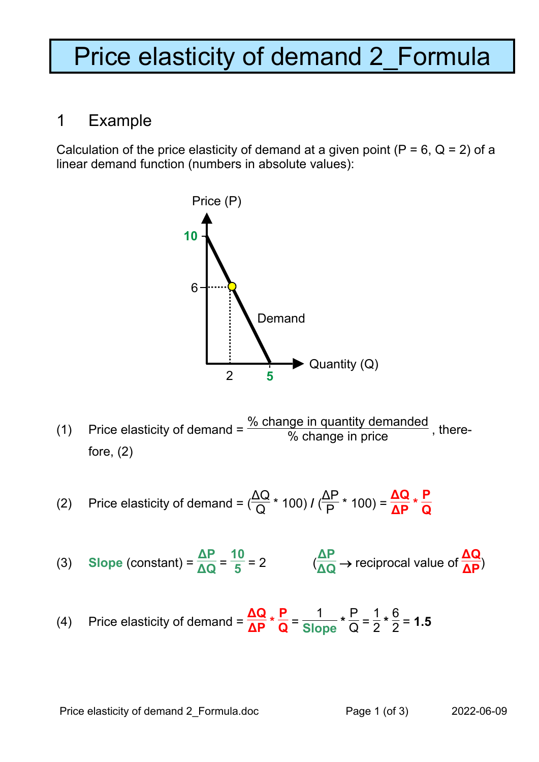# Price elasticity of demand 2_Formula

## 1 Example

Calculation of the price elasticity of demand at a given point (P = 6, Q = 2) of a linear demand function (numbers in absolute values):

(1) Price elasticity of demand = $\frac{\text{\% change in quantity demanded}}{\text{\% change in price}}$, therefore, (2)

(2) Price elasticity of demand = $\left(\frac{\Delta Q}{Q} * 100\right) / \left(\frac{\Delta P}{P} * 100\right) = \frac{\Delta Q}{\Delta P} * \frac{P}{Q}$

(3) **Slope** (constant) = $\frac{\Delta P}{\Delta Q} = \frac{10}{5} = 2$ $\left(\frac{\Delta P}{\Delta Q} \rightarrow \text{reciprocal value of } \frac{\Delta Q}{\Delta P}\right)$

(4) Price elasticity of demand = $\frac{\Delta Q}{\Delta P} * \frac{P}{Q} = \frac{1}{\text{Slope}} * \frac{P}{Q} = \frac{1}{2} * \frac{6}{2} = \mathbf{1.5}$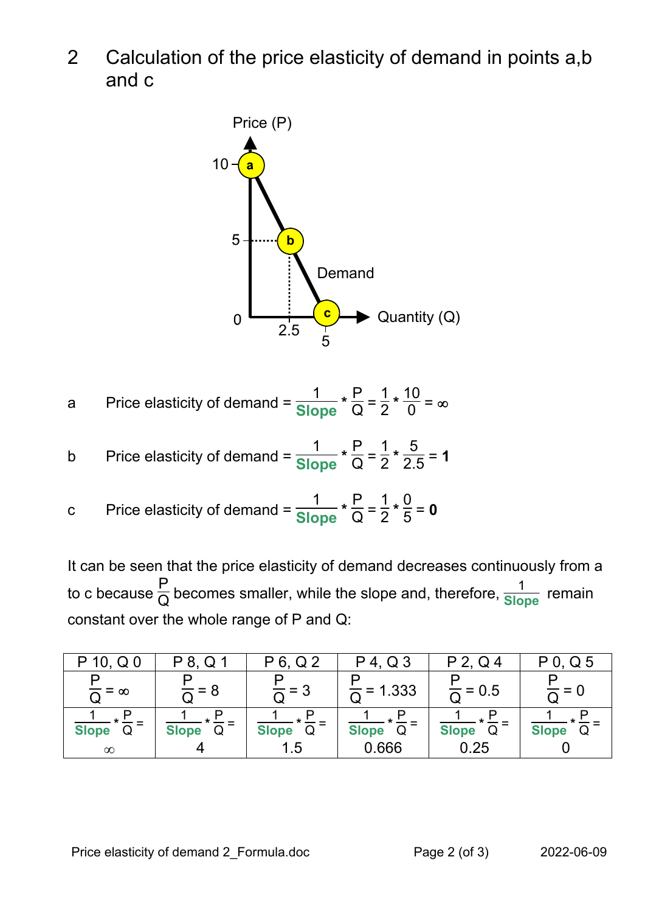## 2 Calculation of the price elasticity of demand in points a,b and c

a Price elasticity of demand = $\frac{1}{\text{Slope}} * \frac{P}{Q} = \frac{1}{2} * \frac{10}{0} = \infty$

b Price elasticity of demand = $\frac{1}{\text{Slope}} * \frac{P}{Q} = \frac{1}{2} * \frac{5}{2.5} = \mathbf{1}$

c Price elasticity of demand = $\frac{1}{\text{Slope}} * \frac{P}{Q} = \frac{1}{2} * \frac{0}{5} = \mathbf{0}$

It can be seen that the price elasticity of demand decreases continuously from a to c because $\frac{P}{Q}$ becomes smaller, while the slope and, therefore, $\frac{1}{\text{Slope}}$ remain constant over the whole range of P and Q:

| P 10, Q 0 | P 8, Q 1 | P 6, Q 2 | P 4, Q 3 | P 2, Q 4 | P 0, Q 5 |
|---|---|---|---|---|---|
| $\frac{P}{Q} = \infty$ | $\frac{P}{Q} = 8$ | $\frac{P}{Q} = 3$ | $\frac{P}{Q} = 1.333$ | $\frac{P}{Q} = 0.5$ | $\frac{P}{Q} = 0$ |
| $\frac{1}{\text{Slope}} * \frac{P}{Q} =$ $\infty$ | $\frac{1}{\text{Slope}} * \frac{P}{Q} =$ 4 | $\frac{1}{\text{Slope}} * \frac{P}{Q} =$ 1.5 | $\frac{1}{\text{Slope}} * \frac{P}{Q} =$ 0.666 | $\frac{1}{\text{Slope}} * \frac{P}{Q} =$ 0.25 | $\frac{1}{\text{Slope}} * \frac{P}{Q} =$ 0 |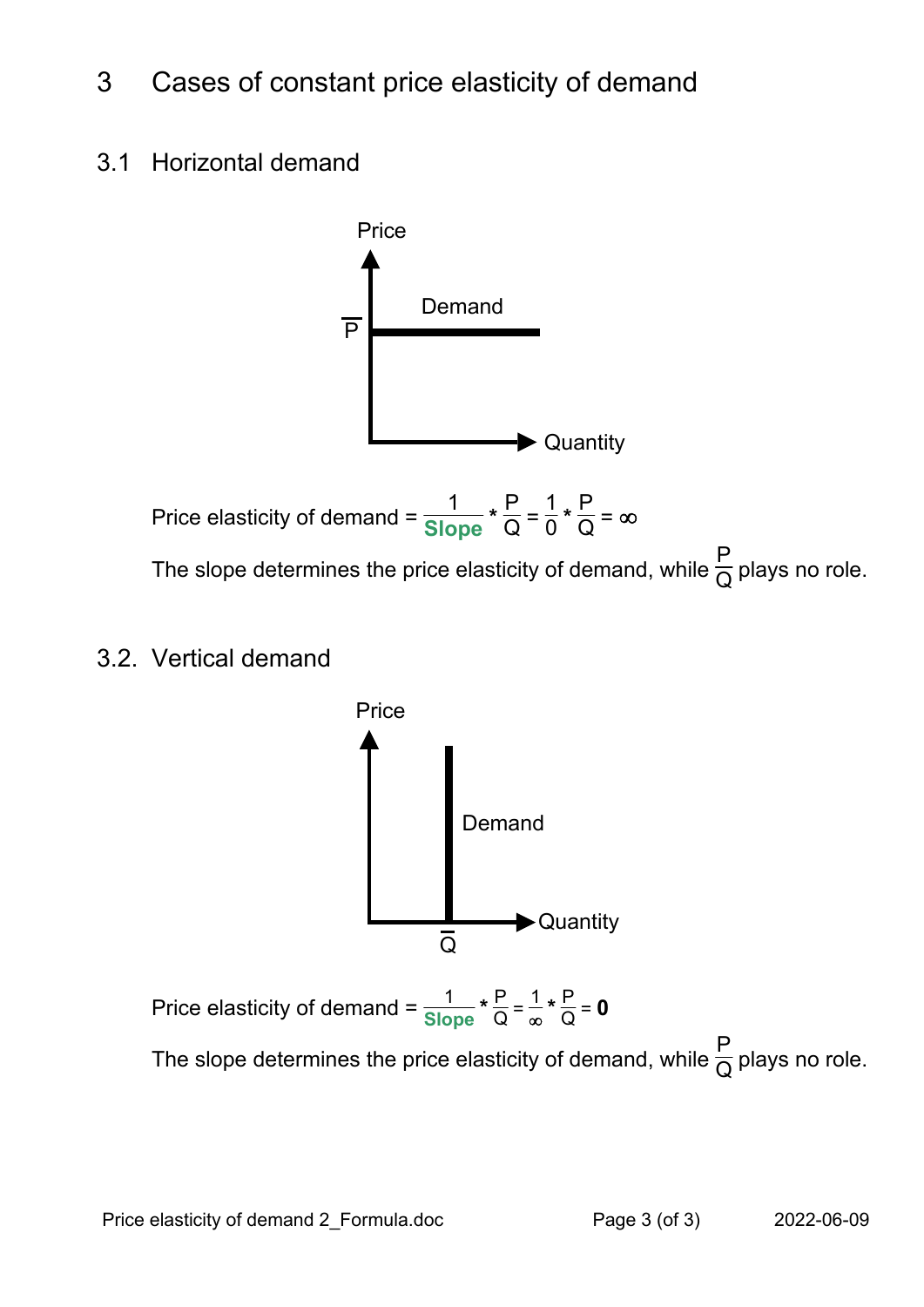# 3 Cases of constant price elasticity of demand

## 3.1 Horizontal demand

Price

Demand

$\overline{P}$

Quantity

Price elasticity of demand = $\frac{1}{\textbf{Slope}} * \frac{P}{Q} = \frac{1}{0} * \frac{P}{Q} = \infty$

The slope determines the price elasticity of demand, while $\frac{P}{Q}$ plays no role.

## 3.2. Vertical demand

Price

Demand

Quantity

$\overline{Q}$

Price elasticity of demand = $\frac{1}{\textbf{Slope}} * \frac{P}{Q} = \frac{1}{\infty} * \frac{P}{Q} = \mathbf{0}$

The slope determines the price elasticity of demand, while $\frac{P}{Q}$ plays no role.